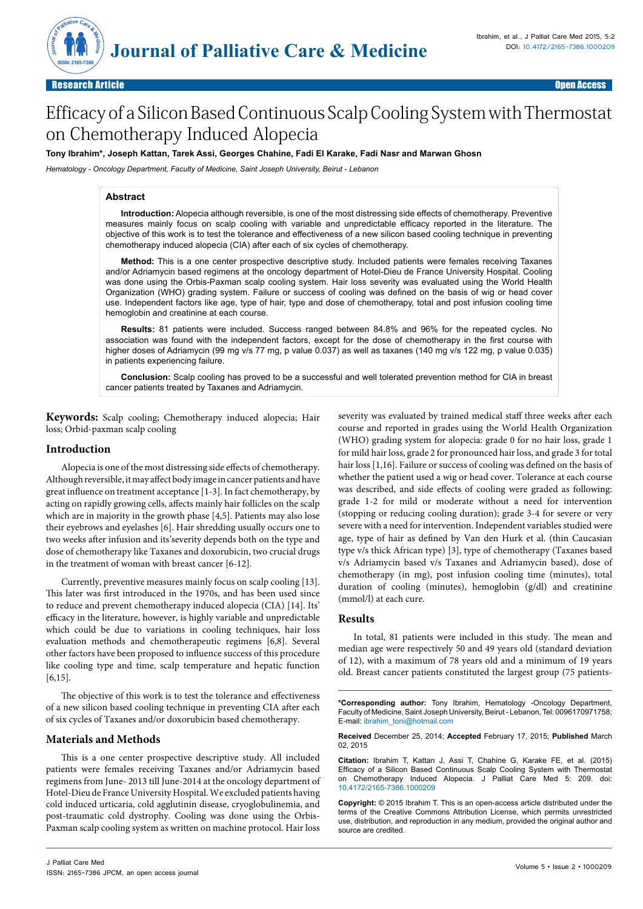Research Article | Open Access

# Efficacy of a Silicon Based Continuous Scalp Cooling System with Thermostat on Chemotherapy Induced Alopecia

**Tony Ibrahim*, Joseph Kattan, Tarek Assi, Georges Chahine, Fadi El Karake, Fadi Nasr and Marwan Ghosn**

*Hematology - Oncology Department, Faculty of Medicine, Saint Joseph University, Beirut - Lebanon*

## Abstract

**Introduction:** Alopecia although reversible, is one of the most distressing side effects of chemotherapy. Preventive measures mainly focus on scalp cooling with variable and unpredictable efficacy reported in the literature. The objective of this work is to test the tolerance and effectiveness of a new silicon based cooling technique in preventing chemotherapy induced alopecia (CIA) after each of six cycles of chemotherapy.

**Method:** This is a one center prospective descriptive study. Included patients were females receiving Taxanes and/or Adriamycin based regimens at the oncology department of Hotel-Dieu de France University Hospital. Cooling was done using the Orbis-Paxman scalp cooling system. Hair loss severity was evaluated using the World Health Organization (WHO) grading system. Failure or success of cooling was defined on the basis of wig or head cover use. Independent factors like age, type of hair, type and dose of chemotherapy, total and post infusion cooling time hemoglobin and creatinine at each course.

**Results:** 81 patients were included. Success ranged between 84.8% and 96% for the repeated cycles. No association was found with the independent factors, except for the dose of chemotherapy in the first course with higher doses of Adriamycin (99 mg v/s 77 mg, p value 0.037) as well as taxanes (140 mg v/s 122 mg, p value 0.035) in patients experiencing failure.

**Conclusion:** Scalp cooling has proved to be a successful and well tolerated prevention method for CIA in breast cancer patients treated by Taxanes and Adriamycin.

**Keywords:** Scalp cooling; Chemotherapy induced alopecia; Hair loss; Orbid-paxman scalp cooling

## Introduction

Alopecia is one of the most distressing side effects of chemotherapy. Although reversible, it may affect body image in cancer patients and have great influence on treatment acceptance [1-3]. In fact chemotherapy, by acting on rapidly growing cells, affects mainly hair follicles on the scalp which are in majority in the growth phase [4,5]. Patients may also lose their eyebrows and eyelashes [6]. Hair shredding usually occurs one to two weeks after infusion and its'severity depends both on the type and dose of chemotherapy like Taxanes and doxorubicin, two crucial drugs in the treatment of woman with breast cancer [6-12].

Currently, preventive measures mainly focus on scalp cooling [13]. This later was first introduced in the 1970s, and has been used since to reduce and prevent chemotherapy induced alopecia (CIA) [14]. Its' efficacy in the literature, however, is highly variable and unpredictable which could be due to variations in cooling techniques, hair loss evaluation methods and chemotherapeutic regimens [6,8]. Several other factors have been proposed to influence success of this procedure like cooling type and time, scalp temperature and hepatic function [6,15].

The objective of this work is to test the tolerance and effectiveness of a new silicon based cooling technique in preventing CIA after each of six cycles of Taxanes and/or doxorubicin based chemotherapy.

## Materials and Methods

This is a one center prospective descriptive study. All included patients were females receiving Taxanes and/or Adriamycin based regimens from June- 2013 till June-2014 at the oncology department of Hotel-Dieu de France University Hospital. We excluded patients having cold induced urticaria, cold agglutinin disease, cryoglobulinemia, and post-traumatic cold dystrophy. Cooling was done using the Orbis-Paxman scalp cooling system as written on machine protocol. Hair loss severity was evaluated by trained medical staff three weeks after each course and reported in grades using the World Health Organization (WHO) grading system for alopecia: grade 0 for no hair loss, grade 1 for mild hair loss, grade 2 for pronounced hair loss, and grade 3 for total hair loss [1,16]. Failure or success of cooling was defined on the basis of whether the patient used a wig or head cover. Tolerance at each course was described, and side effects of cooling were graded as following: grade 1-2 for mild or moderate without a need for intervention (stopping or reducing cooling duration); grade 3-4 for severe or very severe with a need for intervention. Independent variables studied were age, type of hair as defined by Van den Hurk et al. (thin Caucasian type v/s thick African type) [3], type of chemotherapy (Taxanes based v/s Adriamycin based v/s Taxanes and Adriamycin based), dose of chemotherapy (in mg), post infusion cooling time (minutes), total duration of cooling (minutes), hemoglobin (g/dl) and creatinine (mmol/l) at each cure.

## Results

In total, 81 patients were included in this study. The mean and median age were respectively 50 and 49 years old (standard deviation of 12), with a maximum of 78 years old and a minimum of 19 years old. Breast cancer patients constituted the largest group (75 patients-

---

**\*Corresponding author:** Tony Ibrahim, Hematology -Oncology Department, Faculty of Medicine, Saint Joseph University, Beirut - Lebanon, Tel: 0096170971758; E-mail: ibrahim_toni@hotmail.com

**Received** December 25, 2014; **Accepted** February 17, 2015; **Published** March 02, 2015

**Citation:** Ibrahim T, Kattan J, Assi T, Chahine G, Karake FE, et al. (2015) Efficacy of a Silicon Based Continuous Scalp Cooling System with Thermostat on Chemotherapy Induced Alopecia. J Palliat Care Med 5: 209. doi: 10.4172/2165-7386.1000209

**Copyright:** © 2015 Ibrahim T. This is an open-access article distributed under the terms of the Creative Commons Attribution License, which permits unrestricted use, distribution, and reproduction in any medium, provided the original author and source are credited.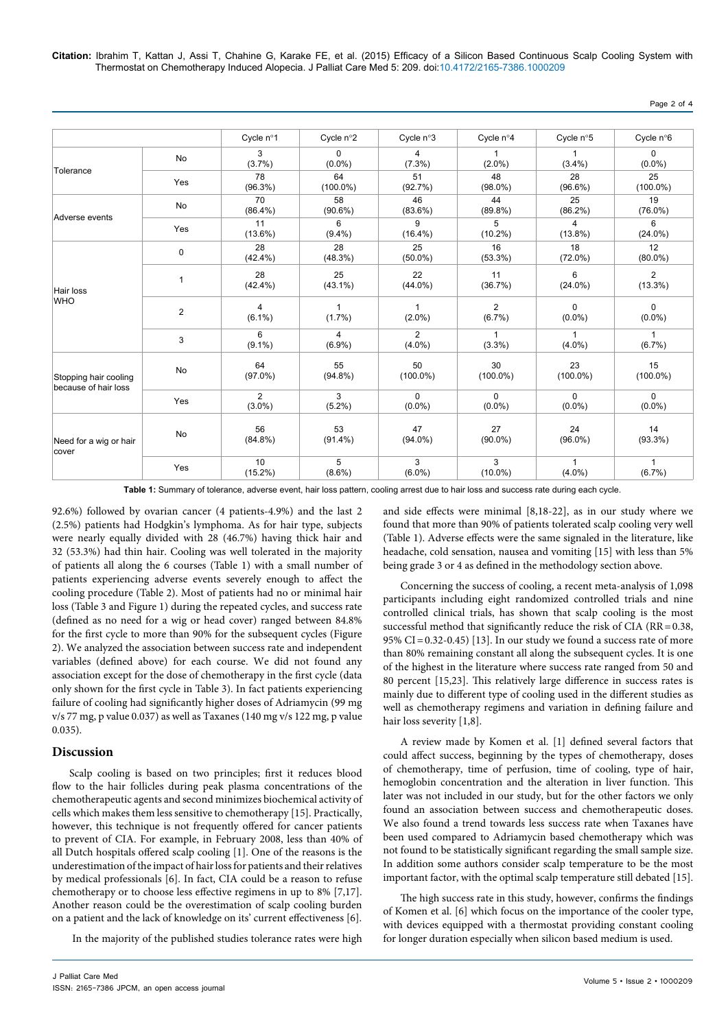| | | Cycle n°1 | Cycle n°2 | Cycle n°3 | Cycle n°4 | Cycle n°5 | Cycle n°6 |
|---|---|---|---|---|---|---|---|
| Tolerance | No | 3 (3.7%) | 0 (0.0%) | 4 (7.3%) | 1 (2.0%) | 1 (3.4%) | 0 (0.0%) |
| | Yes | 78 (96.3%) | 64 (100.0%) | 51 (92.7%) | 48 (98.0%) | 28 (96.6%) | 25 (100.0%) |
| Adverse events | No | 70 (86.4%) | 58 (90.6%) | 46 (83.6%) | 44 (89.8%) | 25 (86.2%) | 19 (76.0%) |
| | Yes | 11 (13.6%) | 6 (9.4%) | 9 (16.4%) | 5 (10.2%) | 4 (13.8%) | 6 (24.0%) |
| Hair loss WHO | 0 | 28 (42.4%) | 28 (48.3%) | 25 (50.0%) | 16 (53.3%) | 18 (72.0%) | 12 (80.0%) |
| | 1 | 28 (42.4%) | 25 (43.1%) | 22 (44.0%) | 11 (36.7%) | 6 (24.0%) | 2 (13.3%) |
| | 2 | 4 (6.1%) | 1 (1.7%) | 1 (2.0%) | 2 (6.7%) | 0 (0.0%) | 0 (0.0%) |
| | 3 | 6 (9.1%) | 4 (6.9%) | 2 (4.0%) | 1 (3.3%) | 1 (4.0%) | 1 (6.7%) |
| Stopping hair cooling because of hair loss | No | 64 (97.0%) | 55 (94.8%) | 50 (100.0%) | 30 (100.0%) | 23 (100.0%) | 15 (100.0%) |
| | Yes | 2 (3.0%) | 3 (5.2%) | 0 (0.0%) | 0 (0.0%) | 0 (0.0%) | 0 (0.0%) |
| Need for a wig or hair cover | No | 56 (84.8%) | 53 (91.4%) | 47 (94.0%) | 27 (90.0%) | 24 (96.0%) | 14 (93.3%) |
| | Yes | 10 (15.2%) | 5 (8.6%) | 3 (6.0%) | 3 (10.0%) | 1 (4.0%) | 1 (6.7%) |

**Table 1:** Summary of tolerance, adverse event, hair loss pattern, cooling arrest due to hair loss and success rate during each cycle.

92.6%) followed by ovarian cancer (4 patients-4.9%) and the last 2 (2.5%) patients had Hodgkin's lymphoma. As for hair type, subjects were nearly equally divided with 28 (46.7%) having thick hair and 32 (53.3%) had thin hair. Cooling was well tolerated in the majority of patients all along the 6 courses (Table 1) with a small number of patients experiencing adverse events severely enough to affect the cooling procedure (Table 2). Most of patients had no or minimal hair loss (Table 3 and Figure 1) during the repeated cycles, and success rate (defined as no need for a wig or head cover) ranged between 84.8% for the first cycle to more than 90% for the subsequent cycles (Figure 2). We analyzed the association between success rate and independent variables (defined above) for each course. We did not found any association except for the dose of chemotherapy in the first cycle (data only shown for the first cycle in Table 3). In fact patients experiencing failure of cooling had significantly higher doses of Adriamycin (99 mg v/s 77 mg, p value 0.037) as well as Taxanes (140 mg v/s 122 mg, p value 0.035).

## Discussion

Scalp cooling is based on two principles; first it reduces blood flow to the hair follicles during peak plasma concentrations of the chemotherapeutic agents and second minimizes biochemical activity of cells which makes them less sensitive to chemotherapy [15]. Practically, however, this technique is not frequently offered for cancer patients to prevent of CIA. For example, in February 2008, less than 40% of all Dutch hospitals offered scalp cooling [1]. One of the reasons is the underestimation of the impact of hair loss for patients and their relatives by medical professionals [6]. In fact, CIA could be a reason to refuse chemotherapy or to choose less effective regimens in up to 8% [7,17]. Another reason could be the overestimation of scalp cooling burden on a patient and the lack of knowledge on its' current effectiveness [6].

In the majority of the published studies tolerance rates were high and side effects were minimal [8,18-22], as in our study where we found that more than 90% of patients tolerated scalp cooling very well (Table 1). Adverse effects were the same signaled in the literature, like headache, cold sensation, nausea and vomiting [15] with less than 5% being grade 3 or 4 as defined in the methodology section above.

Concerning the success of cooling, a recent meta-analysis of 1,098 participants including eight randomized controlled trials and nine controlled clinical trials, has shown that scalp cooling is the most successful method that significantly reduce the risk of CIA (RR = 0.38, 95% CI = 0.32-0.45) [13]. In our study we found a success rate of more than 80% remaining constant all along the subsequent cycles. It is one of the highest in the literature where success rate ranged from 50 and 80 percent [15,23]. This relatively large difference in success rates is mainly due to different type of cooling used in the different studies as well as chemotherapy regimens and variation in defining failure and hair loss severity [1,8].

A review made by Komen et al. [1] defined several factors that could affect success, beginning by the types of chemotherapy, doses of chemotherapy, time of perfusion, time of cooling, type of hair, hemoglobin concentration and the alteration in liver function. This later was not included in our study, but for the other factors we only found an association between success and chemotherapeutic doses. We also found a trend towards less success rate when Taxanes have been used compared to Adriamycin based chemotherapy which was not found to be statistically significant regarding the small sample size. In addition some authors consider scalp temperature to be the most important factor, with the optimal scalp temperature still debated [15].

The high success rate in this study, however, confirms the findings of Komen et al. [6] which focus on the importance of the cooler type, with devices equipped with a thermostat providing constant cooling for longer duration especially when silicon based medium is used.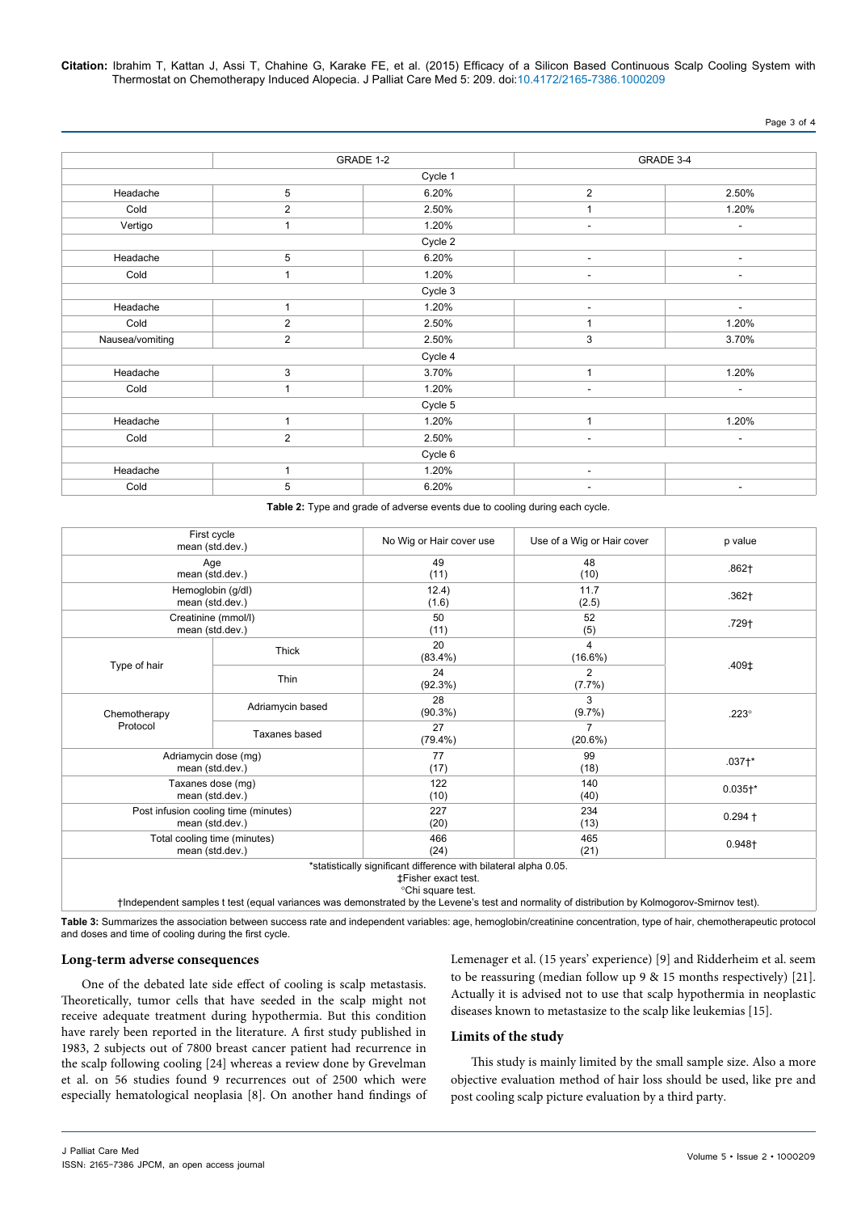| | GRADE 1-2 | | GRADE 3-4 | |
|---|---|---|---|---|
| Cycle 1 | | | | |
| Headache | 5 | 6.20% | 2 | 2.50% |
| Cold | 2 | 2.50% | 1 | 1.20% |
| Vertigo | 1 | 1.20% | - | - |
| Cycle 2 | | | | |
| Headache | 5 | 6.20% | - | - |
| Cold | 1 | 1.20% | - | - |
| Cycle 3 | | | | |
| Headache | 1 | 1.20% | - | - |
| Cold | 2 | 2.50% | 1 | 1.20% |
| Nausea/vomiting | 2 | 2.50% | 3 | 3.70% |
| Cycle 4 | | | | |
| Headache | 3 | 3.70% | 1 | 1.20% |
| Cold | 1 | 1.20% | - | - |
| Cycle 5 | | | | |
| Headache | 1 | 1.20% | 1 | 1.20% |
| Cold | 2 | 2.50% | - | - |
| Cycle 6 | | | | |
| Headache | 1 | 1.20% | - | |
| Cold | 5 | 6.20% | - | - |

**Table 2:** Type and grade of adverse events due to cooling during each cycle.

| First cycle mean (std.dev.) | | No Wig or Hair cover use | Use of a Wig or Hair cover | p value |
|---|---|---|---|---|
| Age mean (std.dev.) | | 49 (11) | 48 (10) | .862† |
| Hemoglobin (g/dl) mean (std.dev.) | | 12.4) (1.6) | 11.7 (2.5) | .362† |
| Creatinine (mmol/l) mean (std.dev.) | | 50 (11) | 52 (5) | .729† |
| Type of hair | Thick | 20 (83.4%) | 4 (16.6%) | .409‡ |
| | Thin | 24 (92.3%) | 2 (7.7%) | |
| Chemotherapy Protocol | Adriamycin based | 28 (90.3%) | 3 (9.7%) | .223° |
| | Taxanes based | 27 (79.4%) | 7 (20.6%) | |
| Adriamycin dose (mg) mean (std.dev.) | | 77 (17) | 99 (18) | .037†* |
| Taxanes dose (mg) mean (std.dev.) | | 122 (10) | 140 (40) | 0.035†* |
| Post infusion cooling time (minutes) mean (std.dev.) | | 227 (20) | 234 (13) | 0.294 † |
| Total cooling time (minutes) mean (std.dev.) | | 466 (24) | 465 (21) | 0.948† |

*statistically significant difference with bilateral alpha 0.05.
‡Fisher exact test.
°Chi square test.
†Independent samples t test (equal variances was demonstrated by the Levene's test and normality of distribution by Kolmogorov-Smirnov test).

**Table 3:** Summarizes the association between success rate and independent variables: age, hemoglobin/creatinine concentration, type of hair, chemotherapeutic protocol and doses and time of cooling during the first cycle.

## Long-term adverse consequences

One of the debated late side effect of cooling is scalp metastasis. Theoretically, tumor cells that have seeded in the scalp might not receive adequate treatment during hypothermia. But this condition have rarely been reported in the literature. A first study published in 1983, 2 subjects out of 7800 breast cancer patient had recurrence in the scalp following cooling [24] whereas a review done by Grevelman et al. on 56 studies found 9 recurrences out of 2500 which were especially hematological neoplasia [8]. On another hand findings of Lemenager et al. (15 years' experience) [9] and Ridderheim et al. seem to be reassuring (median follow up 9 & 15 months respectively) [21]. Actually it is advised not to use that scalp hypothermia in neoplastic diseases known to metastasize to the scalp like leukemias [15].

## Limits of the study

This study is mainly limited by the small sample size. Also a more objective evaluation method of hair loss should be used, like pre and post cooling scalp picture evaluation by a third party.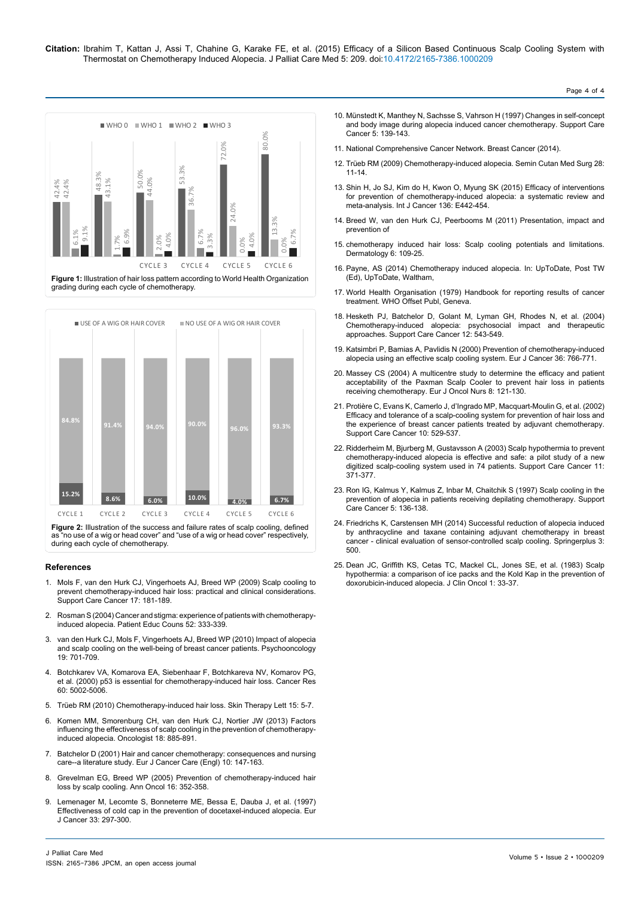■ WHO 0 ■ WHO 1 ■ WHO 2 ■ WHO 3

42.4% 42.4% 6.1% 9.1%

48.3% 43.1% 1.7% 6.9%

CYCLE 3: 50.0% 44.0% 2.0% 4.0%

CYCLE 4: 53.3% 36.7% 6.7% 3.3%

CYCLE 5: 72.0% 24.0% 0.0% 4.0%

CYCLE 6: 80.0% 13.3% 0.0% 6.7%

**Figure 1:** Illustration of hair loss pattern according to World Health Organization grading during each cycle of chemotherapy.

■ USE OF A WIG OR HAIR COVER ■ NO USE OF A WIG OR HAIR COVER

CYCLE 1: 84.8% 15.2%

CYCLE 2: 91.4% 8.6%

CYCLE 3: 94.0% 6.0%

CYCLE 4: 90.0% 10.0%

CYCLE 5: 96.0% 4.0%

CYCLE 6: 93.3% 6.7%

**Figure 2:** Illustration of the success and failure rates of scalp cooling, defined as "no use of a wig or head cover" and "use of a wig or head cover" respectively, during each cycle of chemotherapy.

## References

1. Mols F, van den Hurk CJ, Vingerhoets AJ, Breed WP (2009) Scalp cooling to prevent chemotherapy-induced hair loss: practical and clinical considerations. Support Care Cancer 17: 181-189.
2. Rosman S (2004) Cancer and stigma: experience of patients with chemotherapy-induced alopecia. Patient Educ Couns 52: 333-339.
3. van den Hurk CJ, Mols F, Vingerhoets AJ, Breed WP (2010) Impact of alopecia and scalp cooling on the well-being of breast cancer patients. Psychooncology 19: 701-709.
4. Botchkarev VA, Komarova EA, Siebenhaar F, Botchkareva NV, Komarov PG, et al. (2000) p53 is essential for chemotherapy-induced hair loss. Cancer Res 60: 5002-5006.
5. Trüeb RM (2010) Chemotherapy-induced hair loss. Skin Therapy Lett 15: 5-7.
6. Komen MM, Smorenburg CH, van den Hurk CJ, Nortier JW (2013) Factors influencing the effectiveness of scalp cooling in the prevention of chemotherapy-induced alopecia. Oncologist 18: 885-891.
7. Batchelor D (2001) Hair and cancer chemotherapy: consequences and nursing care--a literature study. Eur J Cancer Care (Engl) 10: 147-163.
8. Grevelman EG, Breed WP (2005) Prevention of chemotherapy-induced hair loss by scalp cooling. Ann Oncol 16: 352-358.
9. Lemenager M, Lecomte S, Bonneterre ME, Bessa E, Dauba J, et al. (1997) Effectiveness of cold cap in the prevention of docetaxel-induced alopecia. Eur J Cancer 33: 297-300.
10. Münstedt K, Manthey N, Sachsse S, Vahrson H (1997) Changes in self-concept and body image during alopecia induced cancer chemotherapy. Support Care Cancer 5: 139-143.
11. National Comprehensive Cancer Network. Breast Cancer (2014).
12. Trüeb RM (2009) Chemotherapy-induced alopecia. Semin Cutan Med Surg 28: 11-14.
13. Shin H, Jo SJ, Kim do H, Kwon O, Myung SK (2015) Efficacy of interventions for prevention of chemotherapy-induced alopecia: a systematic review and meta-analysis. Int J Cancer 136: E442-454.
14. Breed W, van den Hurk CJ, Peerbooms M (2011) Presentation, impact and prevention of
15. chemotherapy induced hair loss: Scalp cooling potentials and limitations. Dermatology 6: 109-25.
16. Payne, AS (2014) Chemotherapy induced alopecia. In: UpToDate, Post TW (Ed), UpToDate, Waltham,
17. World Health Organisation (1979) Handbook for reporting results of cancer treatment. WHO Offset Publ, Geneva.
18. Hesketh PJ, Batchelor D, Golant M, Lyman GH, Rhodes N, et al. (2004) Chemotherapy-induced alopecia: psychosocial impact and therapeutic approaches. Support Care Cancer 12: 543-549.
19. Katsimbri P, Bamias A, Pavlidis N (2000) Prevention of chemotherapy-induced alopecia using an effective scalp cooling system. Eur J Cancer 36: 766-771.
20. Massey CS (2004) A multicentre study to determine the efficacy and patient acceptability of the Paxman Scalp Cooler to prevent hair loss in patients receiving chemotherapy. Eur J Oncol Nurs 8: 121-130.
21. Protière C, Evans K, Camerlo J, d'Ingrado MP, Macquart-Moulin G, et al. (2002) Efficacy and tolerance of a scalp-cooling system for prevention of hair loss and the experience of breast cancer patients treated by adjuvant chemotherapy. Support Care Cancer 10: 529-537.
22. Ridderheim M, Bjurberg M, Gustavsson A (2003) Scalp hypothermia to prevent chemotherapy-induced alopecia is effective and safe: a pilot study of a new digitized scalp-cooling system used in 74 patients. Support Care Cancer 11: 371-377.
23. Ron IG, Kalmus Y, Kalmus Z, Inbar M, Chaitchik S (1997) Scalp cooling in the prevention of alopecia in patients receiving depilating chemotherapy. Support Care Cancer 5: 136-138.
24. Friedrichs K, Carstensen MH (2014) Successful reduction of alopecia induced by anthracycline and taxane containing adjuvant chemotherapy in breast cancer - clinical evaluation of sensor-controlled scalp cooling. Springerplus 3: 500.
25. Dean JC, Griffith KS, Cetas TC, Mackel CL, Jones SE, et al. (1983) Scalp hypothermia: a comparison of ice packs and the Kold Kap in the prevention of doxorubicin-induced alopecia. J Clin Oncol 1: 33-37.